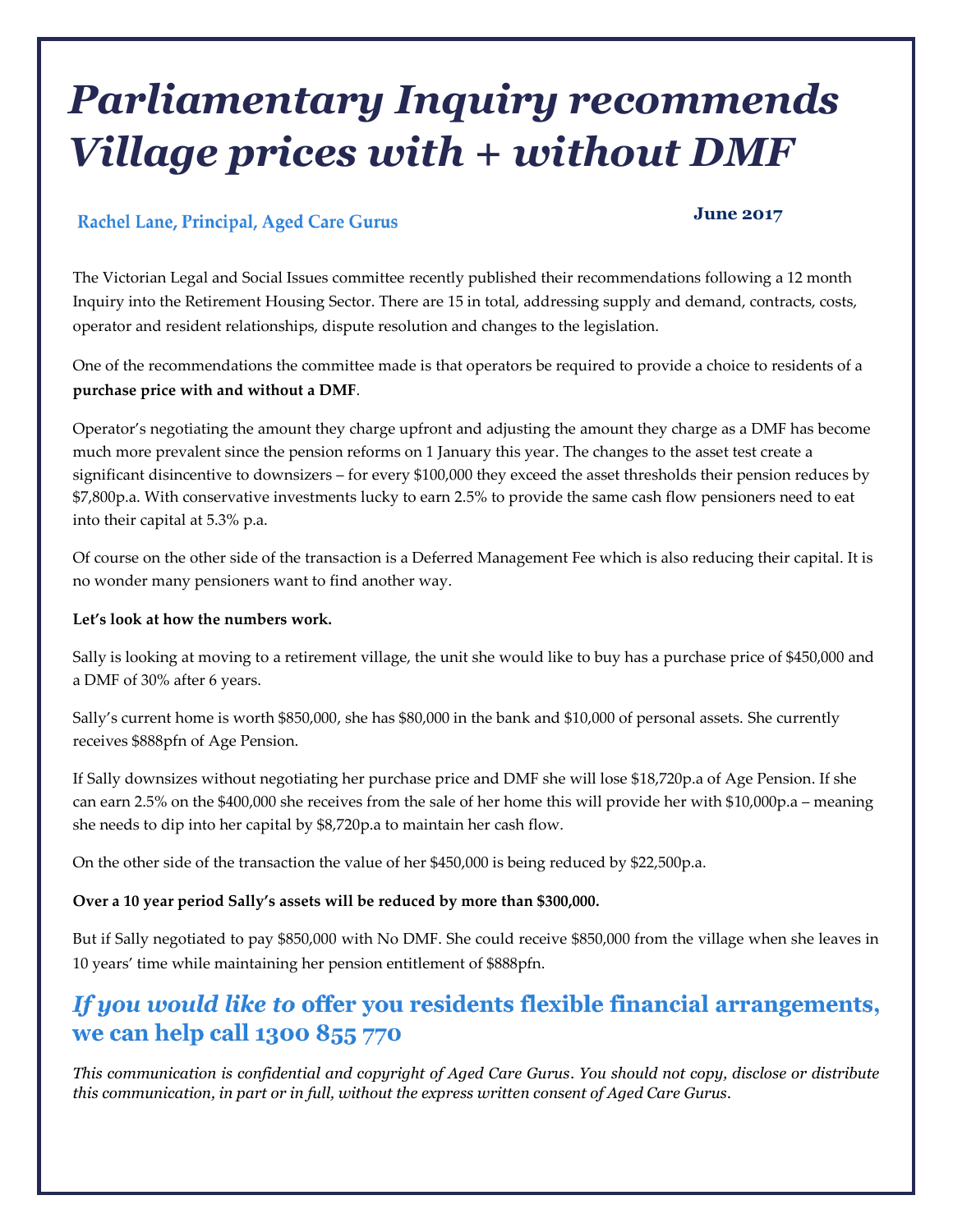# *Parliamentary Inquiry recommends Village prices with + without DMF*

**Rachel Lane, Principal, Aged Care Gurus**

**June 2017**

The Victorian Legal and Social Issues committee recently published their recommendations following a 12 month Inquiry into the Retirement Housing Sector. There are 15 in total, addressing supply and demand, contracts, costs, operator and resident relationships, dispute resolution and changes to the legislation.

One of the recommendations the committee made is that operators be required to provide a choice to residents of a **purchase price with and without a DMF**.

Operator's negotiating the amount they charge upfront and adjusting the amount they charge as a DMF has become much more prevalent since the pension reforms on 1 January this year. The changes to the asset test create a significant disincentive to downsizers – for every $100,000 they exceed the asset thresholds their pension reduces by $7,800p.a. With conservative investments lucky to earn 2.5% to provide the same cash flow pensioners need to eat into their capital at 5.3% p.a.

Of course on the other side of the transaction is a Deferred Management Fee which is also reducing their capital. It is no wonder many pensioners want to find another way.

**Let's look at how the numbers work.**

Sally is looking at moving to a retirement village, the unit she would like to buy has a purchase price of $450,000 and a DMF of 30% after 6 years.

Sally's current home is worth $850,000, she has $80,000 in the bank and $10,000 of personal assets. She currently receives $888pfn of Age Pension.

If Sally downsizes without negotiating her purchase price and DMF she will lose $18,720p.a of Age Pension. If she can earn 2.5% on the $400,000 she receives from the sale of her home this will provide her with $10,000p.a – meaning she needs to dip into her capital by $8,720p.a to maintain her cash flow.

On the other side of the transaction the value of her $450,000 is being reduced by $22,500p.a.

**Over a 10 year period Sally's assets will be reduced by more than $300,000.**

But if Sally negotiated to pay $850,000 with No DMF. She could receive $850,000 from the village when she leaves in 10 years' time while maintaining her pension entitlement of $888pfn.

## *If you would like to* offer you residents flexible financial arrangements, we can help call 1300 855 770

*This communication is confidential and copyright of Aged Care Gurus. You should not copy, disclose or distribute this communication, in part or in full, without the express written consent of Aged Care Gurus.*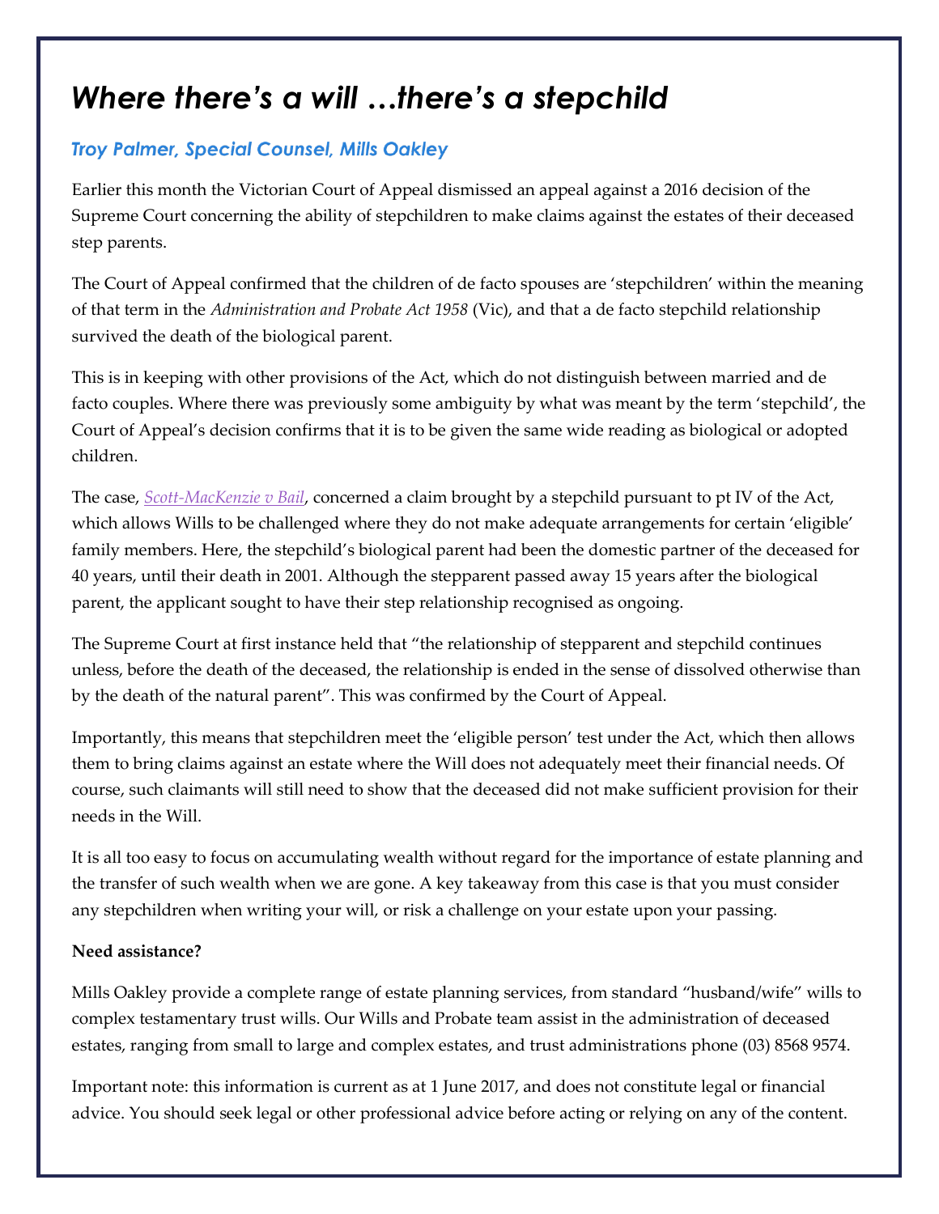# *Where there's a will …there's a stepchild*

### *Troy Palmer, Special Counsel, Mills Oakley*

Earlier this month the Victorian Court of Appeal dismissed an appeal against a 2016 decision of the Supreme Court concerning the ability of stepchildren to make claims against the estates of their deceased step parents.

The Court of Appeal confirmed that the children of de facto spouses are 'stepchildren' within the meaning of that term in the *Administration and Probate Act 1958* (Vic), and that a de facto stepchild relationship survived the death of the biological parent.

This is in keeping with other provisions of the Act, which do not distinguish between married and de facto couples. Where there was previously some ambiguity by what was meant by the term 'stepchild', the Court of Appeal's decision confirms that it is to be given the same wide reading as biological or adopted children.

The case, *Scott-MacKenzie v Bail*, concerned a claim brought by a stepchild pursuant to pt IV of the Act, which allows Wills to be challenged where they do not make adequate arrangements for certain 'eligible' family members. Here, the stepchild's biological parent had been the domestic partner of the deceased for 40 years, until their death in 2001. Although the stepparent passed away 15 years after the biological parent, the applicant sought to have their step relationship recognised as ongoing.

The Supreme Court at first instance held that "the relationship of stepparent and stepchild continues unless, before the death of the deceased, the relationship is ended in the sense of dissolved otherwise than by the death of the natural parent". This was confirmed by the Court of Appeal.

Importantly, this means that stepchildren meet the 'eligible person' test under the Act, which then allows them to bring claims against an estate where the Will does not adequately meet their financial needs. Of course, such claimants will still need to show that the deceased did not make sufficient provision for their needs in the Will.

It is all too easy to focus on accumulating wealth without regard for the importance of estate planning and the transfer of such wealth when we are gone. A key takeaway from this case is that you must consider any stepchildren when writing your will, or risk a challenge on your estate upon your passing.

**Need assistance?**

Mills Oakley provide a complete range of estate planning services, from standard "husband/wife" wills to complex testamentary trust wills. Our Wills and Probate team assist in the administration of deceased estates, ranging from small to large and complex estates, and trust administrations phone (03) 8568 9574.

Important note: this information is current as at 1 June 2017, and does not constitute legal or financial advice. You should seek legal or other professional advice before acting or relying on any of the content.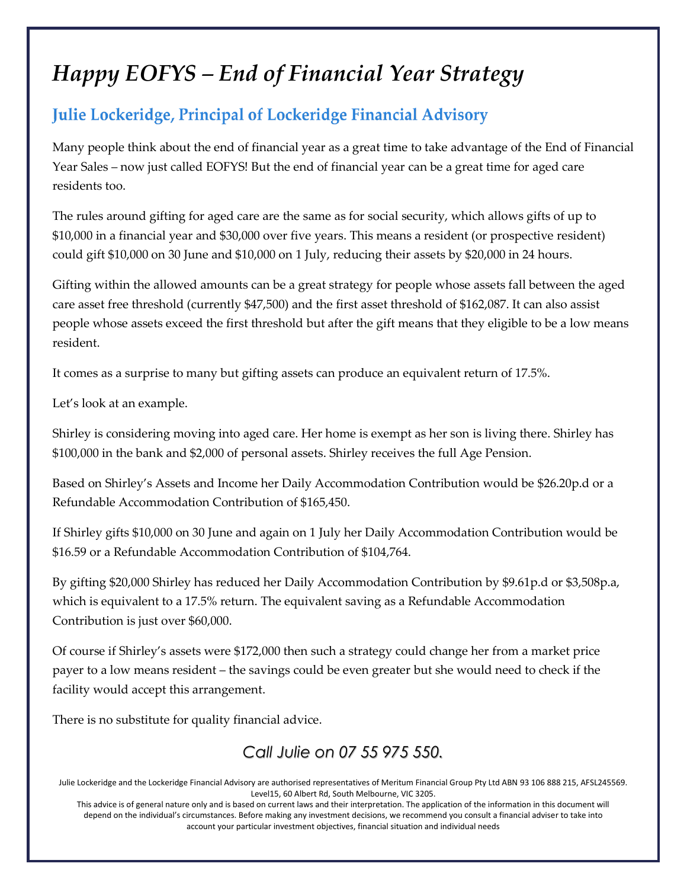# *Happy EOFYS – End of Financial Year Strategy*

## Julie Lockeridge, Principal of Lockeridge Financial Advisory

Many people think about the end of financial year as a great time to take advantage of the End of Financial Year Sales – now just called EOFYS! But the end of financial year can be a great time for aged care residents too.

The rules around gifting for aged care are the same as for social security, which allows gifts of up to $10,000 in a financial year and $30,000 over five years. This means a resident (or prospective resident) could gift $10,000 on 30 June and $10,000 on 1 July, reducing their assets by $20,000 in 24 hours.

Gifting within the allowed amounts can be a great strategy for people whose assets fall between the aged care asset free threshold (currently $47,500) and the first asset threshold of $162,087. It can also assist people whose assets exceed the first threshold but after the gift means that they eligible to be a low means resident.

It comes as a surprise to many but gifting assets can produce an equivalent return of 17.5%.

Let's look at an example.

Shirley is considering moving into aged care. Her home is exempt as her son is living there. Shirley has $100,000 in the bank and $2,000 of personal assets. Shirley receives the full Age Pension.

Based on Shirley's Assets and Income her Daily Accommodation Contribution would be $26.20p.d or a Refundable Accommodation Contribution of $165,450.

If Shirley gifts $10,000 on 30 June and again on 1 July her Daily Accommodation Contribution would be $16.59 or a Refundable Accommodation Contribution of $104,764.

By gifting $20,000 Shirley has reduced her Daily Accommodation Contribution by $9.61p.d or $3,508p.a, which is equivalent to a 17.5% return. The equivalent saving as a Refundable Accommodation Contribution is just over $60,000.

Of course if Shirley's assets were $172,000 then such a strategy could change her from a market price payer to a low means resident – the savings could be even greater but she would need to check if the facility would accept this arrangement.

There is no substitute for quality financial advice.

*Call Julie on 07 55 975 550.*

Julie Lockeridge and the Lockeridge Financial Advisory are authorised representatives of Meritum Financial Group Pty Ltd ABN 93 106 888 215, AFSL245569. Level15, 60 Albert Rd, South Melbourne, VIC 3205.

This advice is of general nature only and is based on current laws and their interpretation. The application of the information in this document will depend on the individual's circumstances. Before making any investment decisions, we recommend you consult a financial adviser to take into account your particular investment objectives, financial situation and individual needs